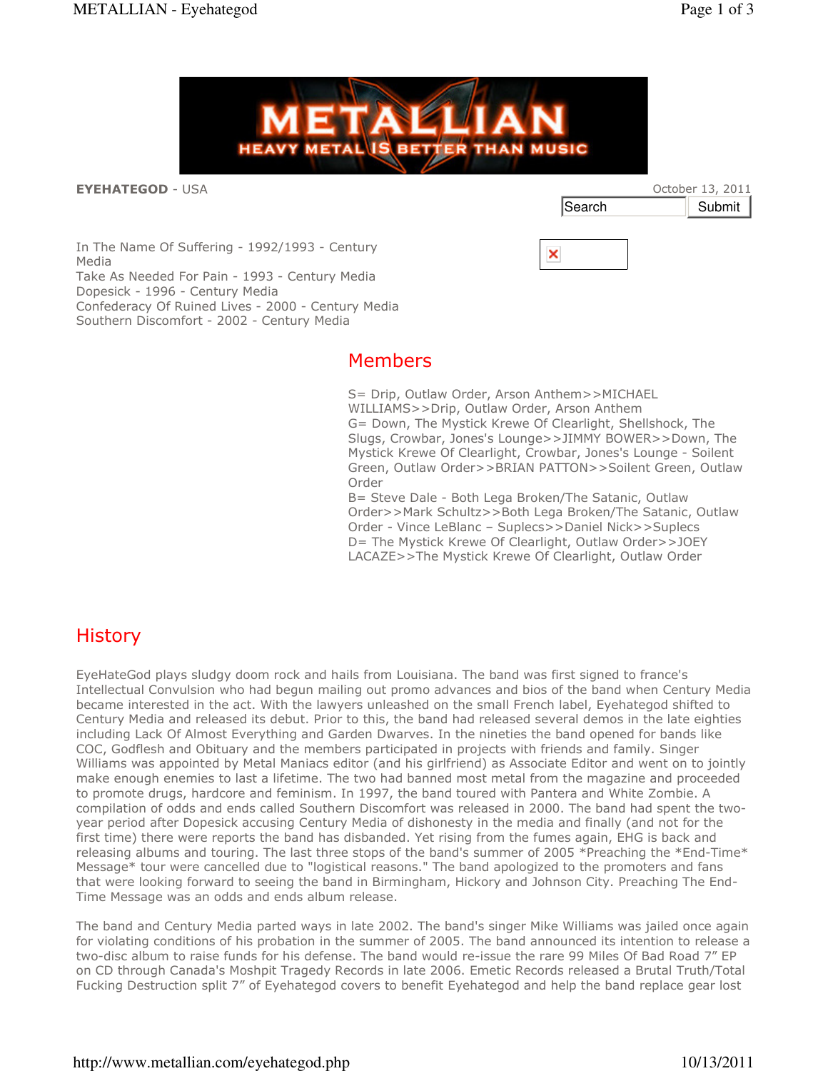**EYEHATEGOD** - USA

October 13, 2011

Search Submit

In The Name Of Suffering - 1992/1993 - Century Media
Take As Needed For Pain - 1993 - Century Media
Dopesick - 1996 - Century Media
Confederacy Of Ruined Lives - 2000 - Century Media
Southern Discomfort - 2002 - Century Media

## Members

S= Drip, Outlaw Order, Arson Anthem>>MICHAEL WILLIAMS>>Drip, Outlaw Order, Arson Anthem
G= Down, The Mystick Krewe Of Clearlight, Shellshock, The Slugs, Crowbar, Jones's Lounge>>JIMMY BOWER>>Down, The Mystick Krewe Of Clearlight, Crowbar, Jones's Lounge - Soilent Green, Outlaw Order>>BRIAN PATTON>>Soilent Green, Outlaw Order
B= Steve Dale - Both Lega Broken/The Satanic, Outlaw Order>>Mark Schultz>>Both Lega Broken/The Satanic, Outlaw Order - Vince LeBlanc – Suplecs>>Daniel Nick>>Suplecs
D= The Mystick Krewe Of Clearlight, Outlaw Order>>JOEY LACAZE>>The Mystick Krewe Of Clearlight, Outlaw Order

## History

EyeHateGod plays sludgy doom rock and hails from Louisiana. The band was first signed to france's Intellectual Convulsion who had begun mailing out promo advances and bios of the band when Century Media became interested in the act. With the lawyers unleashed on the small French label, Eyehategod shifted to Century Media and released its debut. Prior to this, the band had released several demos in the late eighties including Lack Of Almost Everything and Garden Dwarves. In the nineties the band opened for bands like COC, Godflesh and Obituary and the members participated in projects with friends and family. Singer Williams was appointed by Metal Maniacs editor (and his girlfriend) as Associate Editor and went on to jointly make enough enemies to last a lifetime. The two had banned most metal from the magazine and proceeded to promote drugs, hardcore and feminism. In 1997, the band toured with Pantera and White Zombie. A compilation of odds and ends called Southern Discomfort was released in 2000. The band had spent the two-year period after Dopesick accusing Century Media of dishonesty in the media and finally (and not for the first time) there were reports the band has disbanded. Yet rising from the fumes again, EHG is back and releasing albums and touring. The last three stops of the band's summer of 2005 *Preaching the *End-Time* Message* tour were cancelled due to "logistical reasons." The band apologized to the promoters and fans that were looking forward to seeing the band in Birmingham, Hickory and Johnson City. Preaching The End-Time Message was an odds and ends album release.

The band and Century Media parted ways in late 2002. The band's singer Mike Williams was jailed once again for violating conditions of his probation in the summer of 2005. The band announced its intention to release a two-disc album to raise funds for his defense. The band would re-issue the rare 99 Miles Of Bad Road 7" EP on CD through Canada's Moshpit Tragedy Records in late 2006. Emetic Records released a Brutal Truth/Total Fucking Destruction split 7" of Eyehategod covers to benefit Eyehategod and help the band replace gear lost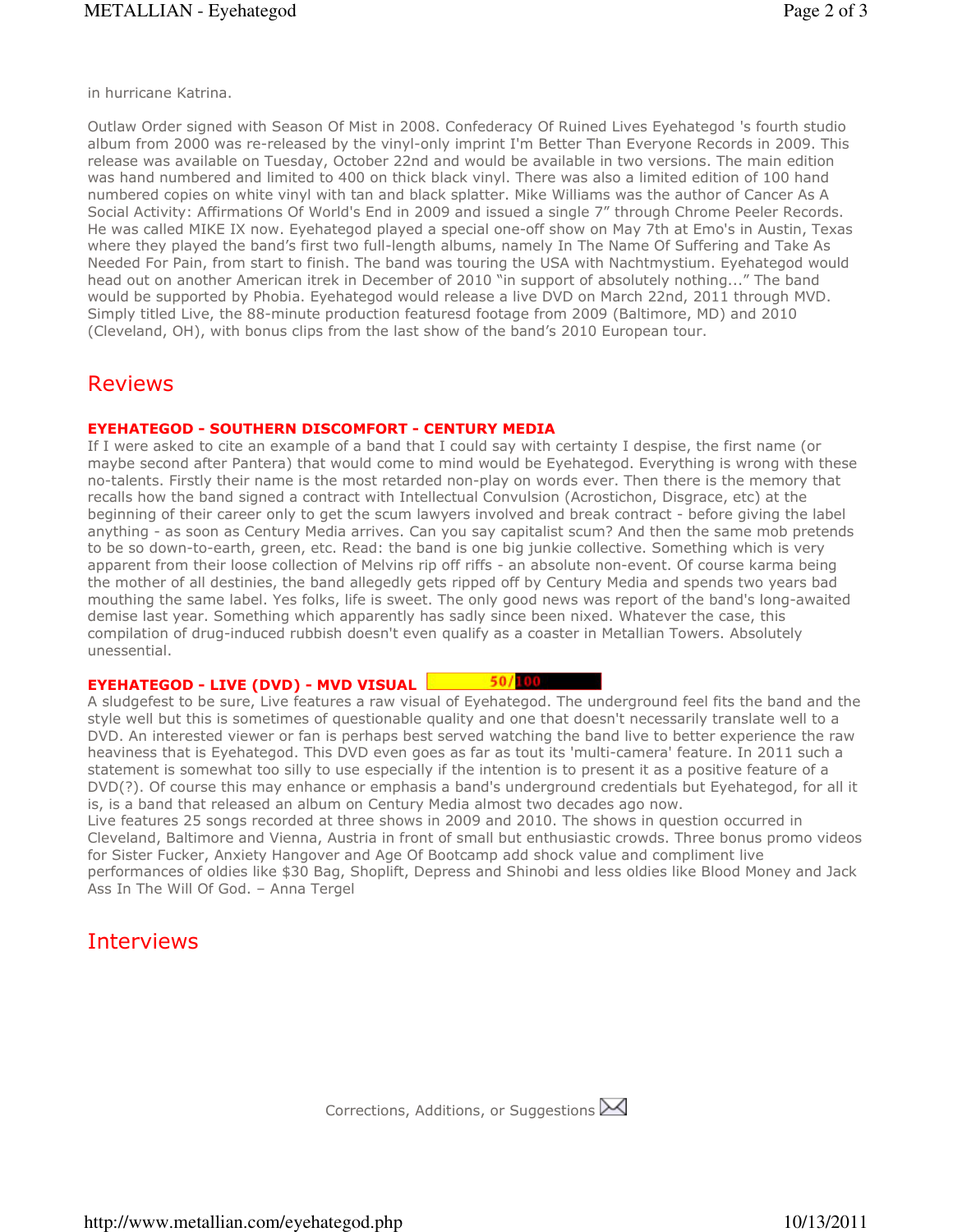in hurricane Katrina.

Outlaw Order signed with Season Of Mist in 2008. Confederacy Of Ruined Lives Eyehategod 's fourth studio album from 2000 was re-released by the vinyl-only imprint I'm Better Than Everyone Records in 2009. This release was available on Tuesday, October 22nd and would be available in two versions. The main edition was hand numbered and limited to 400 on thick black vinyl. There was also a limited edition of 100 hand numbered copies on white vinyl with tan and black splatter. Mike Williams was the author of Cancer As A Social Activity: Affirmations Of World's End in 2009 and issued a single 7" through Chrome Peeler Records. He was called MIKE IX now. Eyehategod played a special one-off show on May 7th at Emo's in Austin, Texas where they played the band's first two full-length albums, namely In The Name Of Suffering and Take As Needed For Pain, from start to finish. The band was touring the USA with Nachtmystium. Eyehategod would head out on another American itrek in December of 2010 "in support of absolutely nothing..." The band would be supported by Phobia. Eyehategod would release a live DVD on March 22nd, 2011 through MVD. Simply titled Live, the 88-minute production featuresd footage from 2009 (Baltimore, MD) and 2010 (Cleveland, OH), with bonus clips from the last show of the band's 2010 European tour.

## Reviews

**EYEHATEGOD - SOUTHERN DISCOMFORT - CENTURY MEDIA**

If I were asked to cite an example of a band that I could say with certainty I despise, the first name (or maybe second after Pantera) that would come to mind would be Eyehategod. Everything is wrong with these no-talents. Firstly their name is the most retarded non-play on words ever. Then there is the memory that recalls how the band signed a contract with Intellectual Convulsion (Acrostichon, Disgrace, etc) at the beginning of their career only to get the scum lawyers involved and break contract - before giving the label anything - as soon as Century Media arrives. Can you say capitalist scum? And then the same mob pretends to be so down-to-earth, green, etc. Read: the band is one big junkie collective. Something which is very apparent from their loose collection of Melvins rip off riffs - an absolute non-event. Of course karma being the mother of all destinies, the band allegedly gets ripped off by Century Media and spends two years bad mouthing the same label. Yes folks, life is sweet. The only good news was report of the band's long-awaited demise last year. Something which apparently has sadly since been nixed. Whatever the case, this compilation of drug-induced rubbish doesn't even qualify as a coaster in Metallian Towers. Absolutely unessential.

**EYEHATEGOD - LIVE (DVD) - MVD VISUAL** 50/100

A sludgefest to be sure, Live features a raw visual of Eyehategod. The underground feel fits the band and the style well but this is sometimes of questionable quality and one that doesn't necessarily translate well to a DVD. An interested viewer or fan is perhaps best served watching the band live to better experience the raw heaviness that is Eyehategod. This DVD even goes as far as tout its 'multi-camera' feature. In 2011 such a statement is somewhat too silly to use especially if the intention is to present it as a positive feature of a DVD(?). Of course this may enhance or emphasis a band's underground credentials but Eyehategod, for all it is, is a band that released an album on Century Media almost two decades ago now.
Live features 25 songs recorded at three shows in 2009 and 2010. The shows in question occurred in Cleveland, Baltimore and Vienna, Austria in front of small but enthusiastic crowds. Three bonus promo videos for Sister Fucker, Anxiety Hangover and Age Of Bootcamp add shock value and compliment live performances of oldies like $30 Bag, Shoplift, Depress and Shinobi and less oldies like Blood Money and Jack Ass In The Will Of God. – Anna Tergel

## Interviews

Corrections, Additions, or Suggestions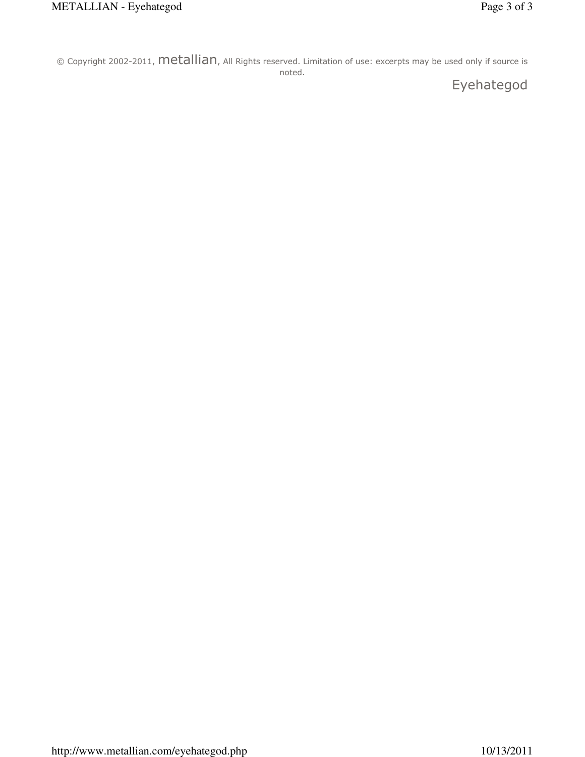© Copyright 2002-2011, metallian, All Rights reserved. Limitation of use: excerpts may be used only if source is noted.

Eyehategod